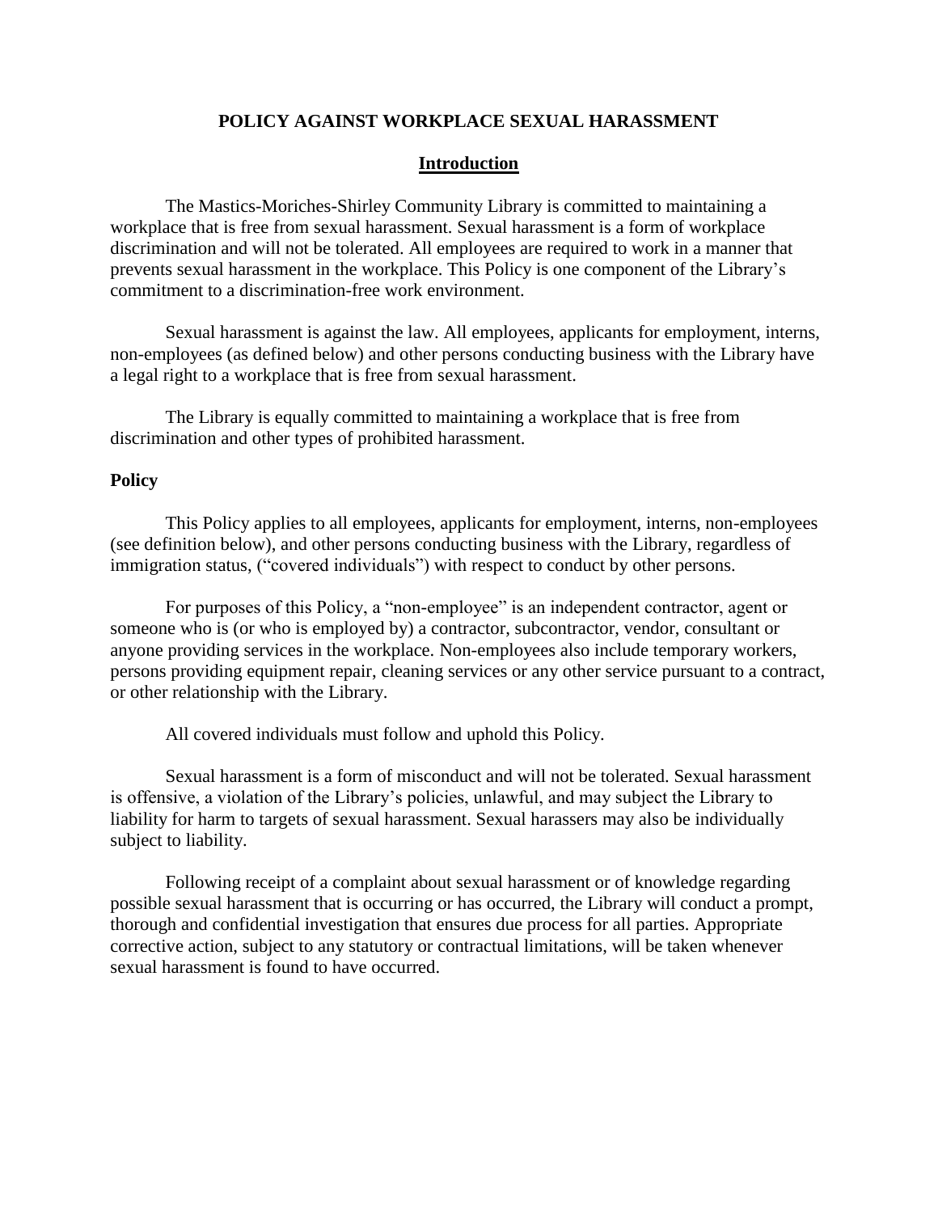# POLICY AGAINST WORKPLACE SEXUAL HARASSMENT

## Introduction

The Mastics-Moriches-Shirley Community Library is committed to maintaining a workplace that is free from sexual harassment. Sexual harassment is a form of workplace discrimination and will not be tolerated. All employees are required to work in a manner that prevents sexual harassment in the workplace. This Policy is one component of the Library's commitment to a discrimination-free work environment.

Sexual harassment is against the law. All employees, applicants for employment, interns, non-employees (as defined below) and other persons conducting business with the Library have a legal right to a workplace that is free from sexual harassment.

The Library is equally committed to maintaining a workplace that is free from discrimination and other types of prohibited harassment.

### Policy

This Policy applies to all employees, applicants for employment, interns, non-employees (see definition below), and other persons conducting business with the Library, regardless of immigration status, ("covered individuals") with respect to conduct by other persons.

For purposes of this Policy, a "non-employee" is an independent contractor, agent or someone who is (or who is employed by) a contractor, subcontractor, vendor, consultant or anyone providing services in the workplace. Non-employees also include temporary workers, persons providing equipment repair, cleaning services or any other service pursuant to a contract, or other relationship with the Library.

All covered individuals must follow and uphold this Policy.

Sexual harassment is a form of misconduct and will not be tolerated. Sexual harassment is offensive, a violation of the Library's policies, unlawful, and may subject the Library to liability for harm to targets of sexual harassment. Sexual harassers may also be individually subject to liability.

Following receipt of a complaint about sexual harassment or of knowledge regarding possible sexual harassment that is occurring or has occurred, the Library will conduct a prompt, thorough and confidential investigation that ensures due process for all parties. Appropriate corrective action, subject to any statutory or contractual limitations, will be taken whenever sexual harassment is found to have occurred.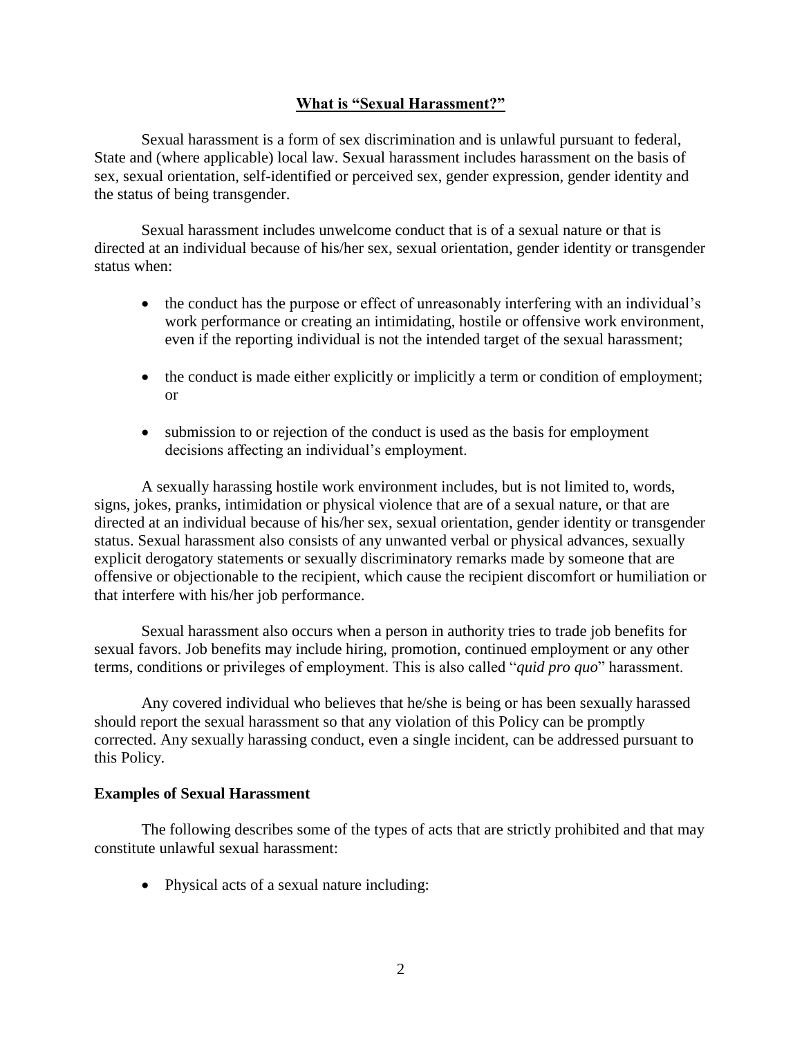## What is "Sexual Harassment?"

Sexual harassment is a form of sex discrimination and is unlawful pursuant to federal, State and (where applicable) local law. Sexual harassment includes harassment on the basis of sex, sexual orientation, self-identified or perceived sex, gender expression, gender identity and the status of being transgender.

Sexual harassment includes unwelcome conduct that is of a sexual nature or that is directed at an individual because of his/her sex, sexual orientation, gender identity or transgender status when:

- the conduct has the purpose or effect of unreasonably interfering with an individual's work performance or creating an intimidating, hostile or offensive work environment, even if the reporting individual is not the intended target of the sexual harassment;
- the conduct is made either explicitly or implicitly a term or condition of employment; or
- submission to or rejection of the conduct is used as the basis for employment decisions affecting an individual's employment.

A sexually harassing hostile work environment includes, but is not limited to, words, signs, jokes, pranks, intimidation or physical violence that are of a sexual nature, or that are directed at an individual because of his/her sex, sexual orientation, gender identity or transgender status. Sexual harassment also consists of any unwanted verbal or physical advances, sexually explicit derogatory statements or sexually discriminatory remarks made by someone that are offensive or objectionable to the recipient, which cause the recipient discomfort or humiliation or that interfere with his/her job performance.

Sexual harassment also occurs when a person in authority tries to trade job benefits for sexual favors. Job benefits may include hiring, promotion, continued employment or any other terms, conditions or privileges of employment. This is also called "*quid pro quo*" harassment.

Any covered individual who believes that he/she is being or has been sexually harassed should report the sexual harassment so that any violation of this Policy can be promptly corrected. Any sexually harassing conduct, even a single incident, can be addressed pursuant to this Policy.

**Examples of Sexual Harassment**

The following describes some of the types of acts that are strictly prohibited and that may constitute unlawful sexual harassment:

- Physical acts of a sexual nature including: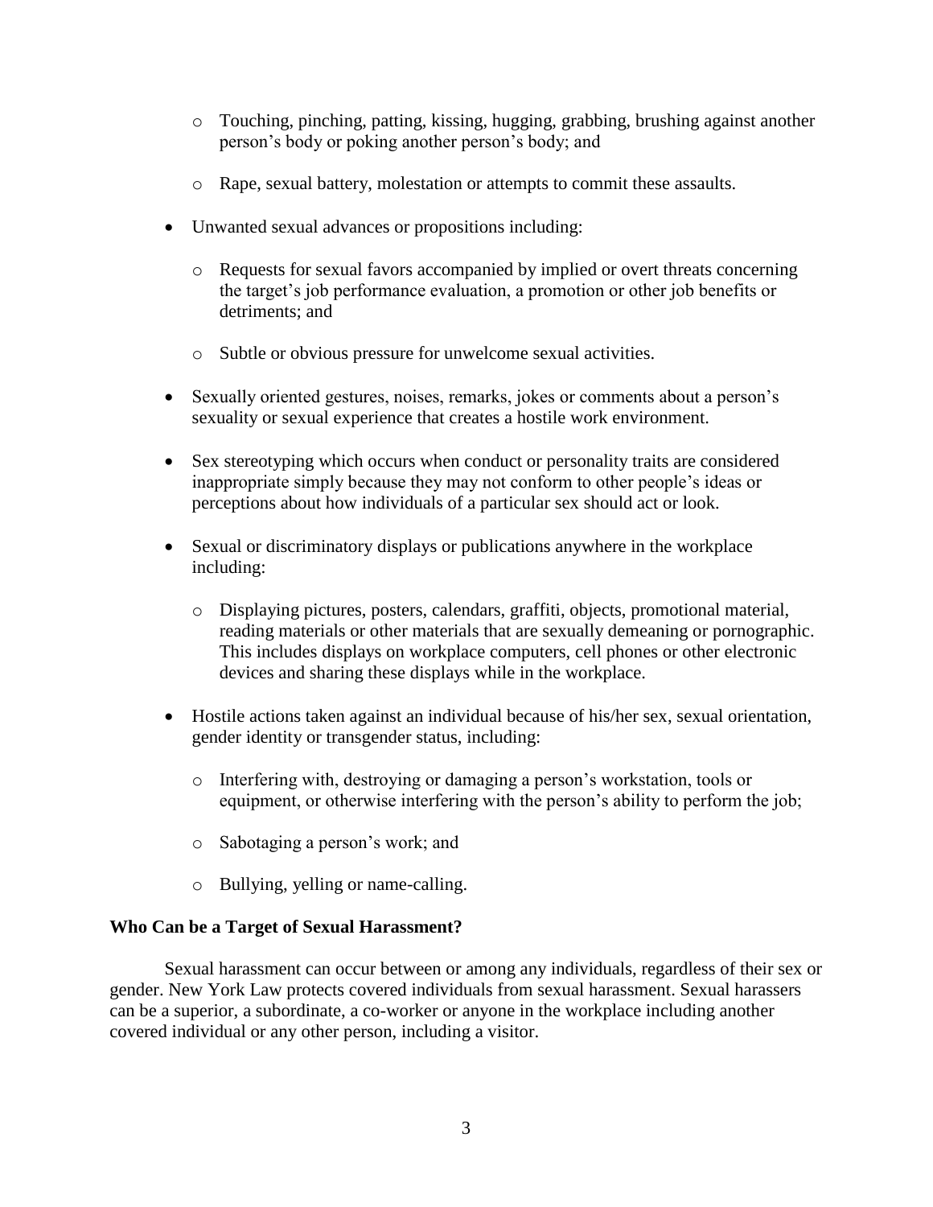- Touching, pinching, patting, kissing, hugging, grabbing, brushing against another person's body or poking another person's body; and
  - Rape, sexual battery, molestation or attempts to commit these assaults.

- Unwanted sexual advances or propositions including:
  - Requests for sexual favors accompanied by implied or overt threats concerning the target's job performance evaluation, a promotion or other job benefits or detriments; and
  - Subtle or obvious pressure for unwelcome sexual activities.

- Sexually oriented gestures, noises, remarks, jokes or comments about a person's sexuality or sexual experience that creates a hostile work environment.

- Sex stereotyping which occurs when conduct or personality traits are considered inappropriate simply because they may not conform to other people's ideas or perceptions about how individuals of a particular sex should act or look.

- Sexual or discriminatory displays or publications anywhere in the workplace including:
  - Displaying pictures, posters, calendars, graffiti, objects, promotional material, reading materials or other materials that are sexually demeaning or pornographic. This includes displays on workplace computers, cell phones or other electronic devices and sharing these displays while in the workplace.

- Hostile actions taken against an individual because of his/her sex, sexual orientation, gender identity or transgender status, including:
  - Interfering with, destroying or damaging a person's workstation, tools or equipment, or otherwise interfering with the person's ability to perform the job;
  - Sabotaging a person's work; and
  - Bullying, yelling or name-calling.

**Who Can be a Target of Sexual Harassment?**

Sexual harassment can occur between or among any individuals, regardless of their sex or gender. New York Law protects covered individuals from sexual harassment. Sexual harassers can be a superior, a subordinate, a co-worker or anyone in the workplace including another covered individual or any other person, including a visitor.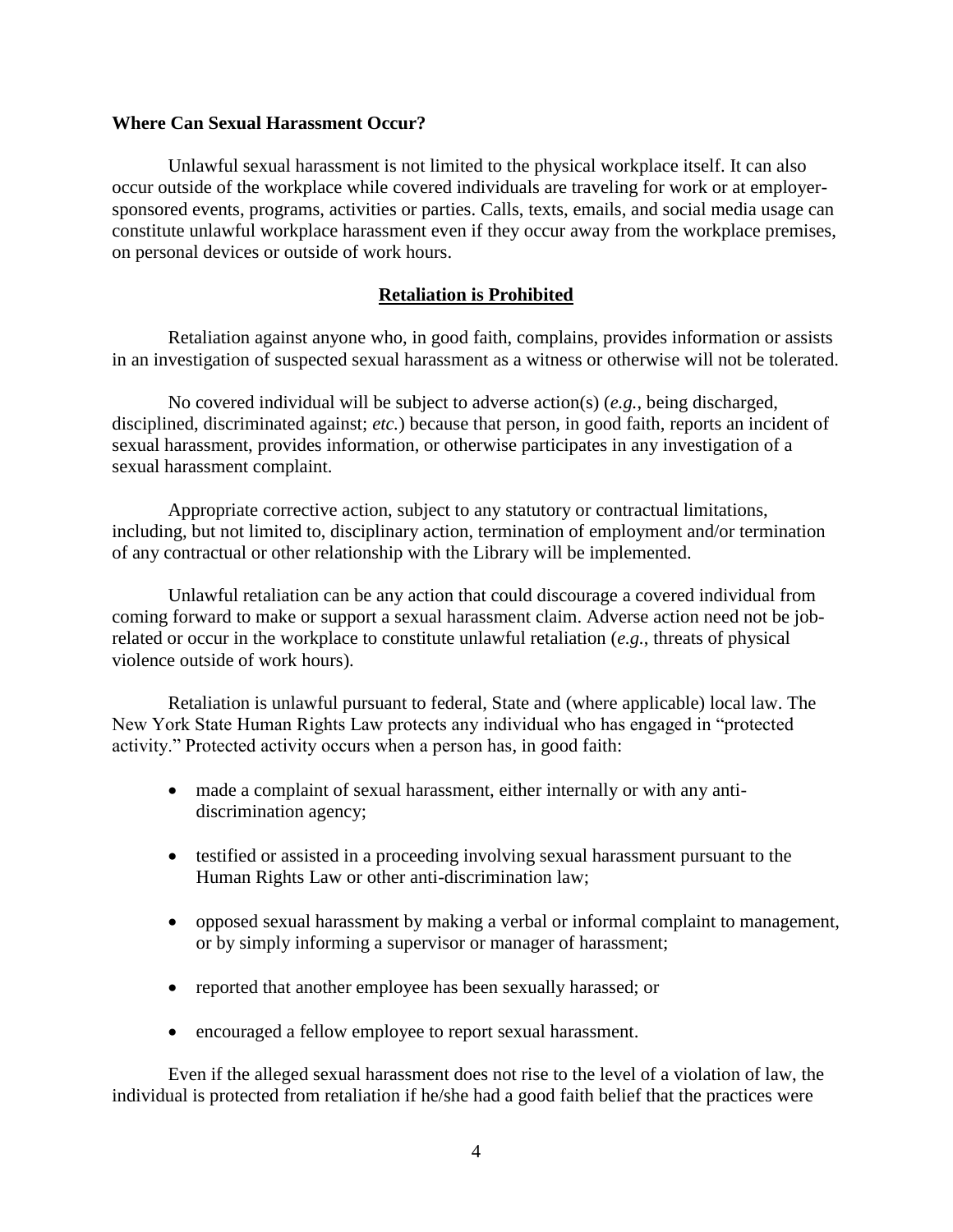**Where Can Sexual Harassment Occur?**

Unlawful sexual harassment is not limited to the physical workplace itself. It can also occur outside of the workplace while covered individuals are traveling for work or at employer-sponsored events, programs, activities or parties. Calls, texts, emails, and social media usage can constitute unlawful workplace harassment even if they occur away from the workplace premises, on personal devices or outside of work hours.

## **Retaliation is Prohibited**

Retaliation against anyone who, in good faith, complains, provides information or assists in an investigation of suspected sexual harassment as a witness or otherwise will not be tolerated.

No covered individual will be subject to adverse action(s) (*e.g.*, being discharged, disciplined, discriminated against; *etc.*) because that person, in good faith, reports an incident of sexual harassment, provides information, or otherwise participates in any investigation of a sexual harassment complaint.

Appropriate corrective action, subject to any statutory or contractual limitations, including, but not limited to, disciplinary action, termination of employment and/or termination of any contractual or other relationship with the Library will be implemented.

Unlawful retaliation can be any action that could discourage a covered individual from coming forward to make or support a sexual harassment claim. Adverse action need not be job-related or occur in the workplace to constitute unlawful retaliation (*e.g.*, threats of physical violence outside of work hours).

Retaliation is unlawful pursuant to federal, State and (where applicable) local law. The New York State Human Rights Law protects any individual who has engaged in "protected activity." Protected activity occurs when a person has, in good faith:

- made a complaint of sexual harassment, either internally or with any anti-discrimination agency;
- testified or assisted in a proceeding involving sexual harassment pursuant to the Human Rights Law or other anti-discrimination law;
- opposed sexual harassment by making a verbal or informal complaint to management, or by simply informing a supervisor or manager of harassment;
- reported that another employee has been sexually harassed; or
- encouraged a fellow employee to report sexual harassment.

Even if the alleged sexual harassment does not rise to the level of a violation of law, the individual is protected from retaliation if he/she had a good faith belief that the practices were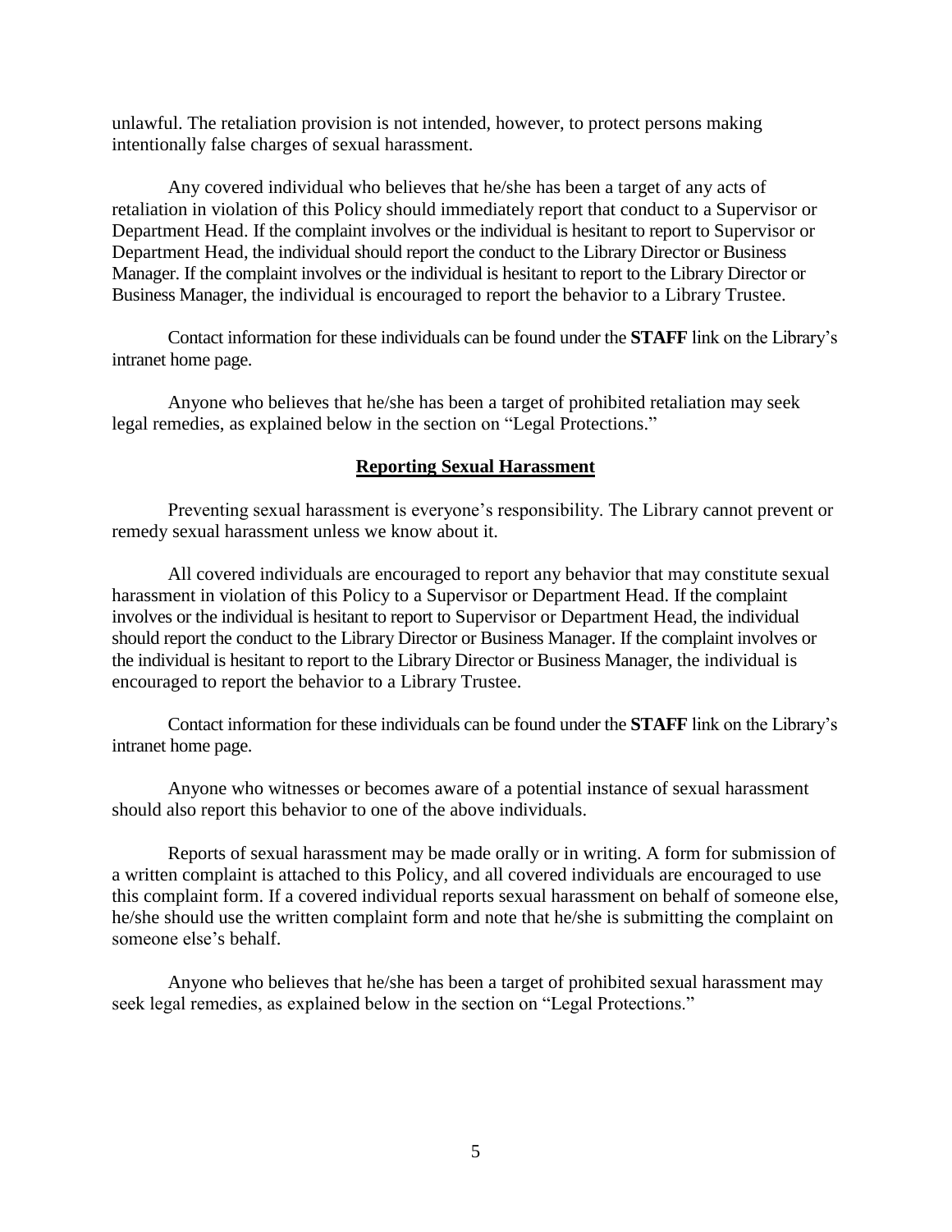unlawful. The retaliation provision is not intended, however, to protect persons making intentionally false charges of sexual harassment.

Any covered individual who believes that he/she has been a target of any acts of retaliation in violation of this Policy should immediately report that conduct to a Supervisor or Department Head. If the complaint involves or the individual is hesitant to report to Supervisor or Department Head, the individual should report the conduct to the Library Director or Business Manager. If the complaint involves or the individual is hesitant to report to the Library Director or Business Manager, the individual is encouraged to report the behavior to a Library Trustee.

Contact information for these individuals can be found under the **STAFF** link on the Library's intranet home page.

Anyone who believes that he/she has been a target of prohibited retaliation may seek legal remedies, as explained below in the section on "Legal Protections."

## Reporting Sexual Harassment

Preventing sexual harassment is everyone's responsibility. The Library cannot prevent or remedy sexual harassment unless we know about it.

All covered individuals are encouraged to report any behavior that may constitute sexual harassment in violation of this Policy to a Supervisor or Department Head. If the complaint involves or the individual is hesitant to report to Supervisor or Department Head, the individual should report the conduct to the Library Director or Business Manager. If the complaint involves or the individual is hesitant to report to the Library Director or Business Manager, the individual is encouraged to report the behavior to a Library Trustee.

Contact information for these individuals can be found under the **STAFF** link on the Library's intranet home page.

Anyone who witnesses or becomes aware of a potential instance of sexual harassment should also report this behavior to one of the above individuals.

Reports of sexual harassment may be made orally or in writing. A form for submission of a written complaint is attached to this Policy, and all covered individuals are encouraged to use this complaint form. If a covered individual reports sexual harassment on behalf of someone else, he/she should use the written complaint form and note that he/she is submitting the complaint on someone else's behalf.

Anyone who believes that he/she has been a target of prohibited sexual harassment may seek legal remedies, as explained below in the section on "Legal Protections."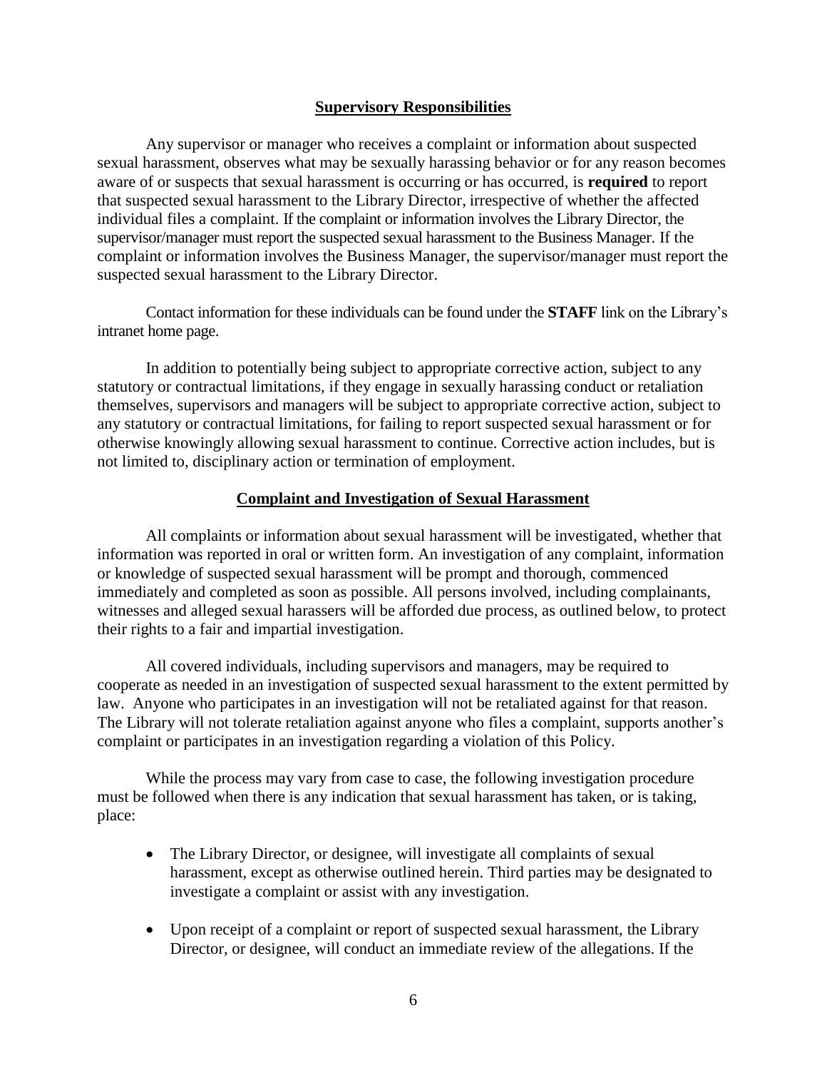## Supervisory Responsibilities

Any supervisor or manager who receives a complaint or information about suspected sexual harassment, observes what may be sexually harassing behavior or for any reason becomes aware of or suspects that sexual harassment is occurring or has occurred, is **required** to report that suspected sexual harassment to the Library Director, irrespective of whether the affected individual files a complaint. If the complaint or information involves the Library Director, the supervisor/manager must report the suspected sexual harassment to the Business Manager. If the complaint or information involves the Business Manager, the supervisor/manager must report the suspected sexual harassment to the Library Director.

Contact information for these individuals can be found under the **STAFF** link on the Library's intranet home page.

In addition to potentially being subject to appropriate corrective action, subject to any statutory or contractual limitations, if they engage in sexually harassing conduct or retaliation themselves, supervisors and managers will be subject to appropriate corrective action, subject to any statutory or contractual limitations, for failing to report suspected sexual harassment or for otherwise knowingly allowing sexual harassment to continue. Corrective action includes, but is not limited to, disciplinary action or termination of employment.

## Complaint and Investigation of Sexual Harassment

All complaints or information about sexual harassment will be investigated, whether that information was reported in oral or written form. An investigation of any complaint, information or knowledge of suspected sexual harassment will be prompt and thorough, commenced immediately and completed as soon as possible. All persons involved, including complainants, witnesses and alleged sexual harassers will be afforded due process, as outlined below, to protect their rights to a fair and impartial investigation.

All covered individuals, including supervisors and managers, may be required to cooperate as needed in an investigation of suspected sexual harassment to the extent permitted by law. Anyone who participates in an investigation will not be retaliated against for that reason. The Library will not tolerate retaliation against anyone who files a complaint, supports another's complaint or participates in an investigation regarding a violation of this Policy.

While the process may vary from case to case, the following investigation procedure must be followed when there is any indication that sexual harassment has taken, or is taking, place:

- The Library Director, or designee, will investigate all complaints of sexual harassment, except as otherwise outlined herein. Third parties may be designated to investigate a complaint or assist with any investigation.
- Upon receipt of a complaint or report of suspected sexual harassment, the Library Director, or designee, will conduct an immediate review of the allegations. If the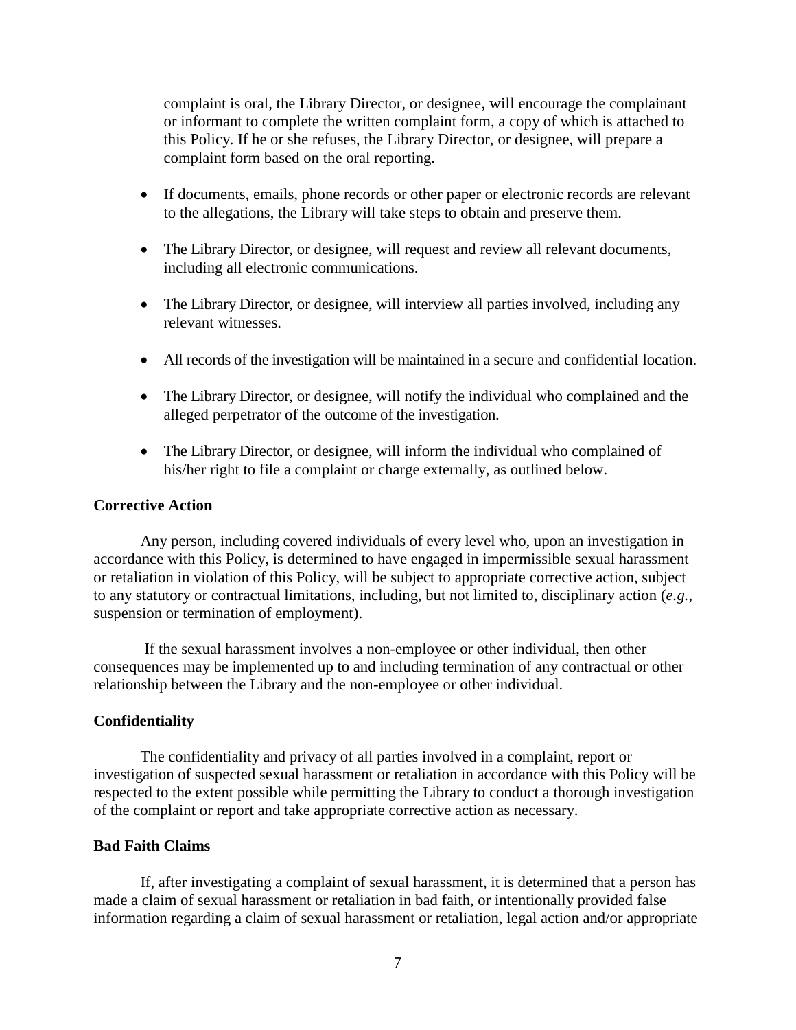complaint is oral, the Library Director, or designee, will encourage the complainant or informant to complete the written complaint form, a copy of which is attached to this Policy. If he or she refuses, the Library Director, or designee, will prepare a complaint form based on the oral reporting.

- If documents, emails, phone records or other paper or electronic records are relevant to the allegations, the Library will take steps to obtain and preserve them.
- The Library Director, or designee, will request and review all relevant documents, including all electronic communications.
- The Library Director, or designee, will interview all parties involved, including any relevant witnesses.
- All records of the investigation will be maintained in a secure and confidential location.
- The Library Director, or designee, will notify the individual who complained and the alleged perpetrator of the outcome of the investigation.
- The Library Director, or designee, will inform the individual who complained of his/her right to file a complaint or charge externally, as outlined below.

**Corrective Action**

Any person, including covered individuals of every level who, upon an investigation in accordance with this Policy, is determined to have engaged in impermissible sexual harassment or retaliation in violation of this Policy, will be subject to appropriate corrective action, subject to any statutory or contractual limitations, including, but not limited to, disciplinary action (*e.g.*, suspension or termination of employment).

If the sexual harassment involves a non-employee or other individual, then other consequences may be implemented up to and including termination of any contractual or other relationship between the Library and the non-employee or other individual.

**Confidentiality**

The confidentiality and privacy of all parties involved in a complaint, report or investigation of suspected sexual harassment or retaliation in accordance with this Policy will be respected to the extent possible while permitting the Library to conduct a thorough investigation of the complaint or report and take appropriate corrective action as necessary.

**Bad Faith Claims**

If, after investigating a complaint of sexual harassment, it is determined that a person has made a claim of sexual harassment or retaliation in bad faith, or intentionally provided false information regarding a claim of sexual harassment or retaliation, legal action and/or appropriate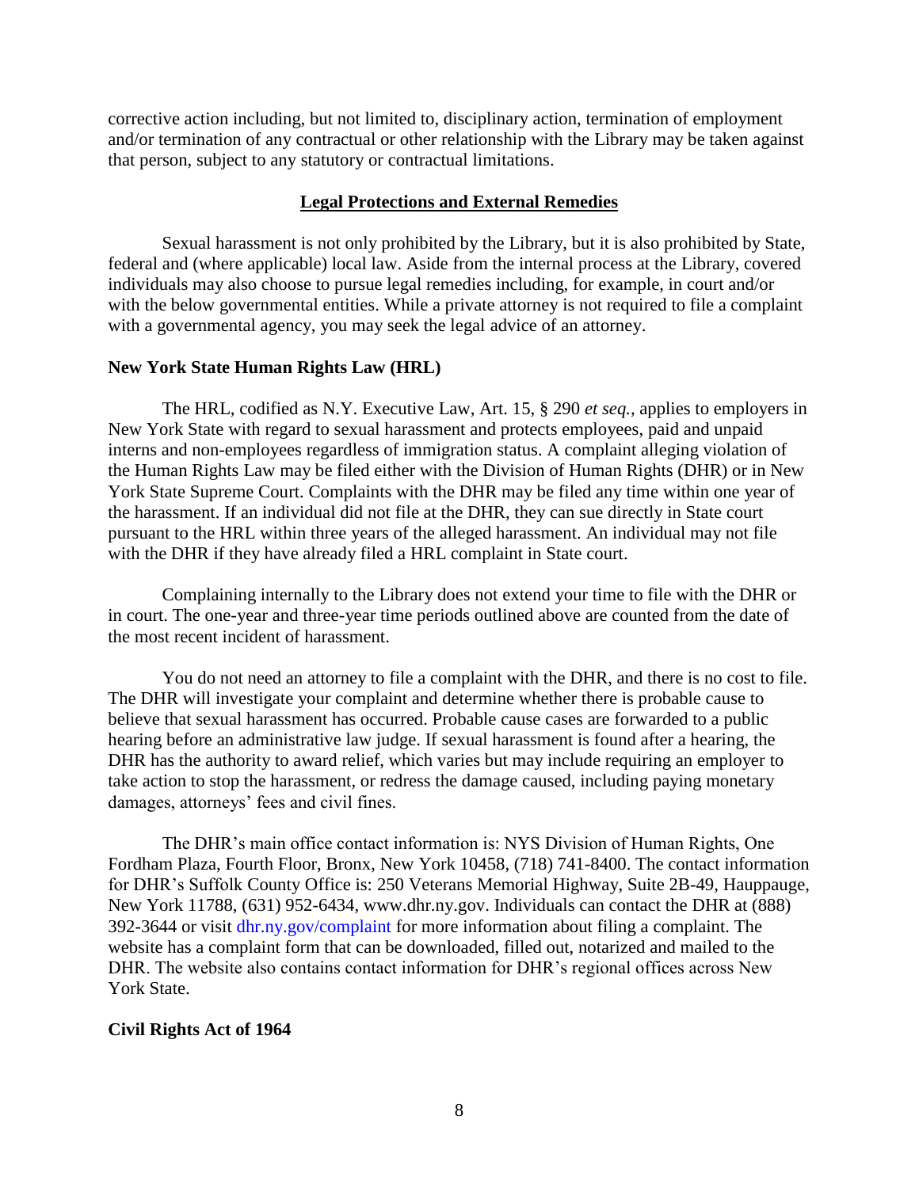corrective action including, but not limited to, disciplinary action, termination of employment and/or termination of any contractual or other relationship with the Library may be taken against that person, subject to any statutory or contractual limitations.

## Legal Protections and External Remedies

Sexual harassment is not only prohibited by the Library, but it is also prohibited by State, federal and (where applicable) local law. Aside from the internal process at the Library, covered individuals may also choose to pursue legal remedies including, for example, in court and/or with the below governmental entities. While a private attorney is not required to file a complaint with a governmental agency, you may seek the legal advice of an attorney.

### New York State Human Rights Law (HRL)

The HRL, codified as N.Y. Executive Law, Art. 15, § 290 *et seq.*, applies to employers in New York State with regard to sexual harassment and protects employees, paid and unpaid interns and non-employees regardless of immigration status. A complaint alleging violation of the Human Rights Law may be filed either with the Division of Human Rights (DHR) or in New York State Supreme Court. Complaints with the DHR may be filed any time within one year of the harassment. If an individual did not file at the DHR, they can sue directly in State court pursuant to the HRL within three years of the alleged harassment. An individual may not file with the DHR if they have already filed a HRL complaint in State court.

Complaining internally to the Library does not extend your time to file with the DHR or in court. The one-year and three-year time periods outlined above are counted from the date of the most recent incident of harassment.

You do not need an attorney to file a complaint with the DHR, and there is no cost to file. The DHR will investigate your complaint and determine whether there is probable cause to believe that sexual harassment has occurred. Probable cause cases are forwarded to a public hearing before an administrative law judge. If sexual harassment is found after a hearing, the DHR has the authority to award relief, which varies but may include requiring an employer to take action to stop the harassment, or redress the damage caused, including paying monetary damages, attorneys' fees and civil fines.

The DHR's main office contact information is: NYS Division of Human Rights, One Fordham Plaza, Fourth Floor, Bronx, New York 10458, (718) 741-8400. The contact information for DHR's Suffolk County Office is: 250 Veterans Memorial Highway, Suite 2B-49, Hauppauge, New York 11788, (631) 952-6434, www.dhr.ny.gov. Individuals can contact the DHR at (888) 392-3644 or visit dhr.ny.gov/complaint for more information about filing a complaint. The website has a complaint form that can be downloaded, filled out, notarized and mailed to the DHR. The website also contains contact information for DHR's regional offices across New York State.

### Civil Rights Act of 1964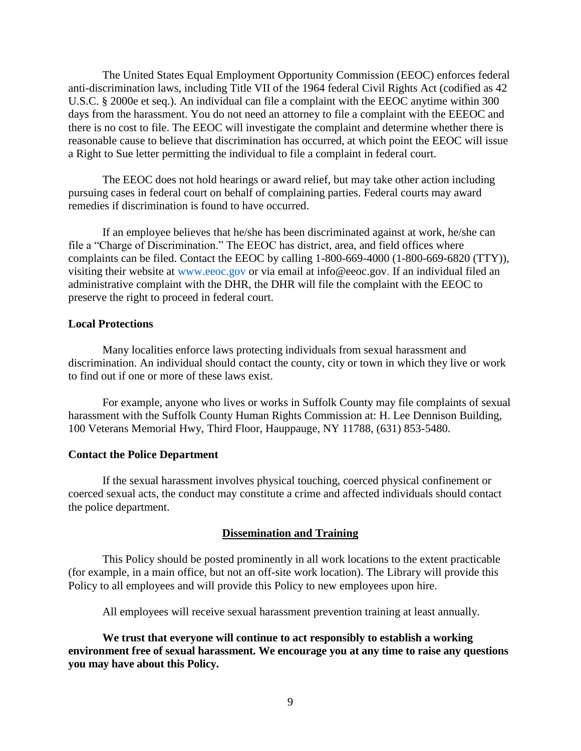The United States Equal Employment Opportunity Commission (EEOC) enforces federal anti-discrimination laws, including Title VII of the 1964 federal Civil Rights Act (codified as 42 U.S.C. § 2000e et seq.). An individual can file a complaint with the EEOC anytime within 300 days from the harassment. You do not need an attorney to file a complaint with the EEEOC and there is no cost to file. The EEOC will investigate the complaint and determine whether there is reasonable cause to believe that discrimination has occurred, at which point the EEOC will issue a Right to Sue letter permitting the individual to file a complaint in federal court.

The EEOC does not hold hearings or award relief, but may take other action including pursuing cases in federal court on behalf of complaining parties. Federal courts may award remedies if discrimination is found to have occurred.

If an employee believes that he/she has been discriminated against at work, he/she can file a "Charge of Discrimination." The EEOC has district, area, and field offices where complaints can be filed. Contact the EEOC by calling 1-800-669-4000 (1-800-669-6820 (TTY)), visiting their website at www.eeoc.gov or via email at info@eeoc.gov. If an individual filed an administrative complaint with the DHR, the DHR will file the complaint with the EEOC to preserve the right to proceed in federal court.

**Local Protections**

Many localities enforce laws protecting individuals from sexual harassment and discrimination. An individual should contact the county, city or town in which they live or work to find out if one or more of these laws exist.

For example, anyone who lives or works in Suffolk County may file complaints of sexual harassment with the Suffolk County Human Rights Commission at: H. Lee Dennison Building, 100 Veterans Memorial Hwy, Third Floor, Hauppauge, NY 11788, (631) 853-5480.

**Contact the Police Department**

If the sexual harassment involves physical touching, coerced physical confinement or coerced sexual acts, the conduct may constitute a crime and affected individuals should contact the police department.

## Dissemination and Training

This Policy should be posted prominently in all work locations to the extent practicable (for example, in a main office, but not an off-site work location). The Library will provide this Policy to all employees and will provide this Policy to new employees upon hire.

All employees will receive sexual harassment prevention training at least annually.

**We trust that everyone will continue to act responsibly to establish a working environment free of sexual harassment. We encourage you at any time to raise any questions you may have about this Policy.**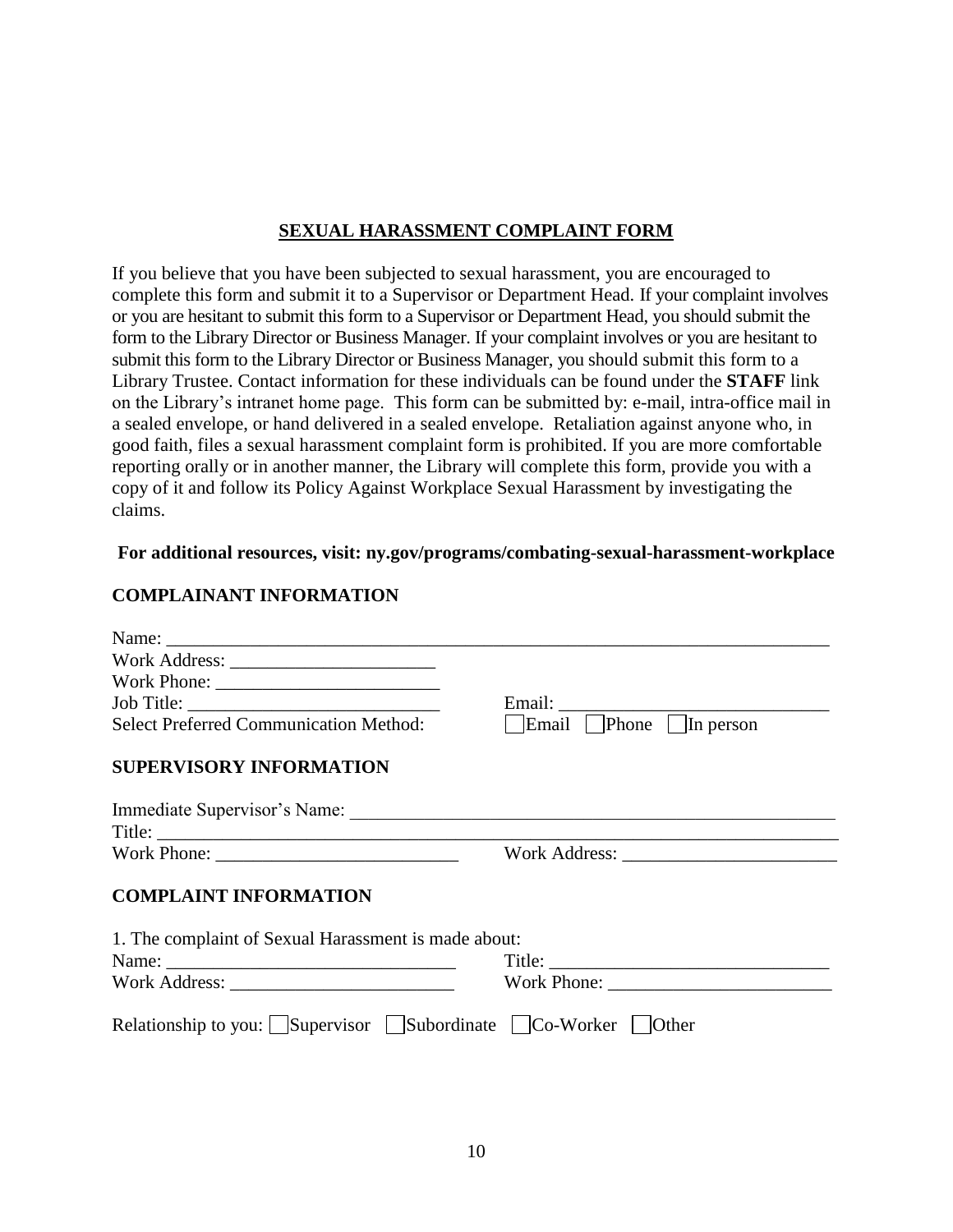## SEXUAL HARASSMENT COMPLAINT FORM

If you believe that you have been subjected to sexual harassment, you are encouraged to complete this form and submit it to a Supervisor or Department Head. If your complaint involves or you are hesitant to submit this form to a Supervisor or Department Head, you should submit the form to the Library Director or Business Manager. If your complaint involves or you are hesitant to submit this form to the Library Director or Business Manager, you should submit this form to a Library Trustee. Contact information for these individuals can be found under the **STAFF** link on the Library's intranet home page. This form can be submitted by: e-mail, intra-office mail in a sealed envelope, or hand delivered in a sealed envelope. Retaliation against anyone who, in good faith, files a sexual harassment complaint form is prohibited. If you are more comfortable reporting orally or in another manner, the Library will complete this form, provide you with a copy of it and follow its Policy Against Workplace Sexual Harassment by investigating the claims.

**For additional resources, visit: ny.gov/programs/combating-sexual-harassment-workplace**

### COMPLAINANT INFORMATION

Name: ___________________________________________________________________________

Work Address: ______________________

Work Phone: ________________________

Job Title: ___________________________ Email: _____________________________

Select Preferred Communication Method: ☐ Email ☐ Phone ☐ In person

### SUPERVISORY INFORMATION

Immediate Supervisor's Name: ______________________________________________________

Title: _________________________________________________________________________

Work Phone: __________________________ Work Address: _______________________

### COMPLAINT INFORMATION

1. The complaint of Sexual Harassment is made about:

Name: _______________________________ Title: ______________________________

Work Address: ________________________ Work Phone: ________________________

Relationship to you: ☐ Supervisor ☐ Subordinate ☐ Co-Worker ☐ Other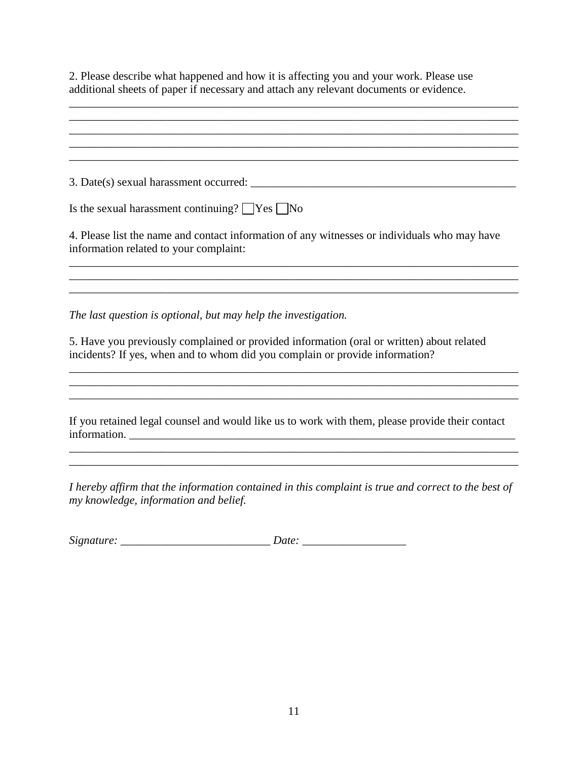2. Please describe what happened and how it is affecting you and your work. Please use additional sheets of paper if necessary and attach any relevant documents or evidence.

_______________________________________________________________________________
_______________________________________________________________________________
_______________________________________________________________________________
_______________________________________________________________________________
_______________________________________________________________________________

3. Date(s) sexual harassment occurred: ______________________________________________

Is the sexual harassment continuing? ☐ Yes ☐ No

4. Please list the name and contact information of any witnesses or individuals who may have information related to your complaint:

_______________________________________________________________________________
_______________________________________________________________________________
_______________________________________________________________________________

*The last question is optional, but may help the investigation.*

5. Have you previously complained or provided information (oral or written) about related incidents? If yes, when and to whom did you complain or provide information?

_______________________________________________________________________________
_______________________________________________________________________________
_______________________________________________________________________________

If you retained legal counsel and would like us to work with them, please provide their contact information. ____________________________________________________________________
_______________________________________________________________________________
_______________________________________________________________________________

*I hereby affirm that the information contained in this complaint is true and correct to the best of my knowledge, information and belief.*

*Signature:* __________________________ *Date:* __________________